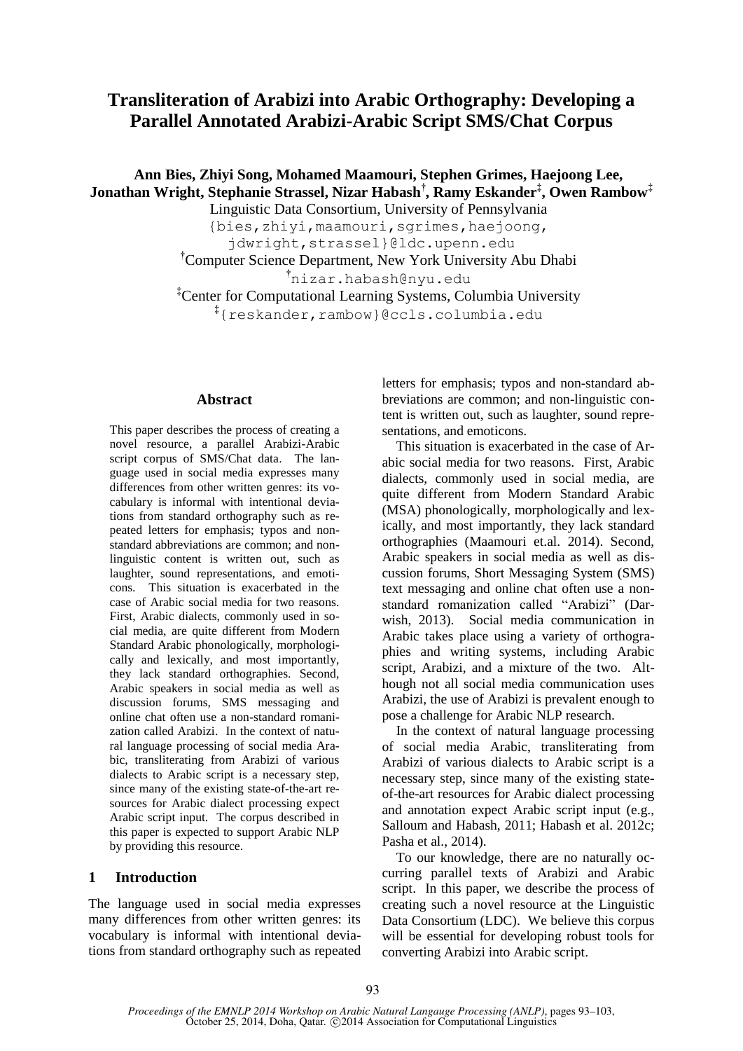# Transliteration of Arabizi into Arabic Orthography: Developing a Parallel Annotated Arabizi-Arabic Script SMS/Chat Corpus

**Ann Bies, Zhiyi Song, Mohamed Maamouri, Stephen Grimes, Haejoong Lee, Jonathan Wright, Stephanie Strassel, Nizar Habash[†], Ramy Eskander[‡], Owen Rambow[‡]**

Linguistic Data Consortium, University of Pennsylvania

{bies,zhiyi,maamouri,sgrimes,haejoong, jdwright,strassel}@ldc.upenn.edu

[†]Computer Science Department, New York University Abu Dhabi

[†]nizar.habash@nyu.edu

[‡]Center for Computational Learning Systems, Columbia University

[‡]{reskander,rambow}@ccls.columbia.edu

## Abstract

This paper describes the process of creating a novel resource, a parallel Arabizi-Arabic script corpus of SMS/Chat data. The language used in social media expresses many differences from other written genres: its vocabulary is informal with intentional deviations from standard orthography such as repeated letters for emphasis; typos and non-standard abbreviations are common; and non-linguistic content is written out, such as laughter, sound representations, and emoticons. This situation is exacerbated in the case of Arabic social media for two reasons. First, Arabic dialects, commonly used in social media, are quite different from Modern Standard Arabic phonologically, morphologically and lexically, and most importantly, they lack standard orthographies. Second, Arabic speakers in social media as well as discussion forums, SMS messaging and online chat often use a non-standard romanization called Arabizi. In the context of natural language processing of social media Arabic, transliterating from Arabizi of various dialects to Arabic script is a necessary step, since many of the existing state-of-the-art resources for Arabic dialect processing expect Arabic script input. The corpus described in this paper is expected to support Arabic NLP by providing this resource.

## 1 Introduction

The language used in social media expresses many differences from other written genres: its vocabulary is informal with intentional deviations from standard orthography such as repeated letters for emphasis; typos and non-standard abbreviations are common; and non-linguistic content is written out, such as laughter, sound representations, and emoticons.

This situation is exacerbated in the case of Arabic social media for two reasons. First, Arabic dialects, commonly used in social media, are quite different from Modern Standard Arabic (MSA) phonologically, morphologically and lexically, and most importantly, they lack standard orthographies (Maamouri et.al. 2014). Second, Arabic speakers in social media as well as discussion forums, Short Messaging System (SMS) text messaging and online chat often use a non-standard romanization called "Arabizi" (Darwish, 2013). Social media communication in Arabic takes place using a variety of orthographies and writing systems, including Arabic script, Arabizi, and a mixture of the two. Although not all social media communication uses Arabizi, the use of Arabizi is prevalent enough to pose a challenge for Arabic NLP research.

In the context of natural language processing of social media Arabic, transliterating from Arabizi of various dialects to Arabic script is a necessary step, since many of the existing state-of-the-art resources for Arabic dialect processing and annotation expect Arabic script input (e.g., Salloum and Habash, 2011; Habash et al. 2012c; Pasha et al., 2014).

To our knowledge, there are no naturally occurring parallel texts of Arabizi and Arabic script. In this paper, we describe the process of creating such a novel resource at the Linguistic Data Consortium (LDC). We believe this corpus will be essential for developing robust tools for converting Arabizi into Arabic script.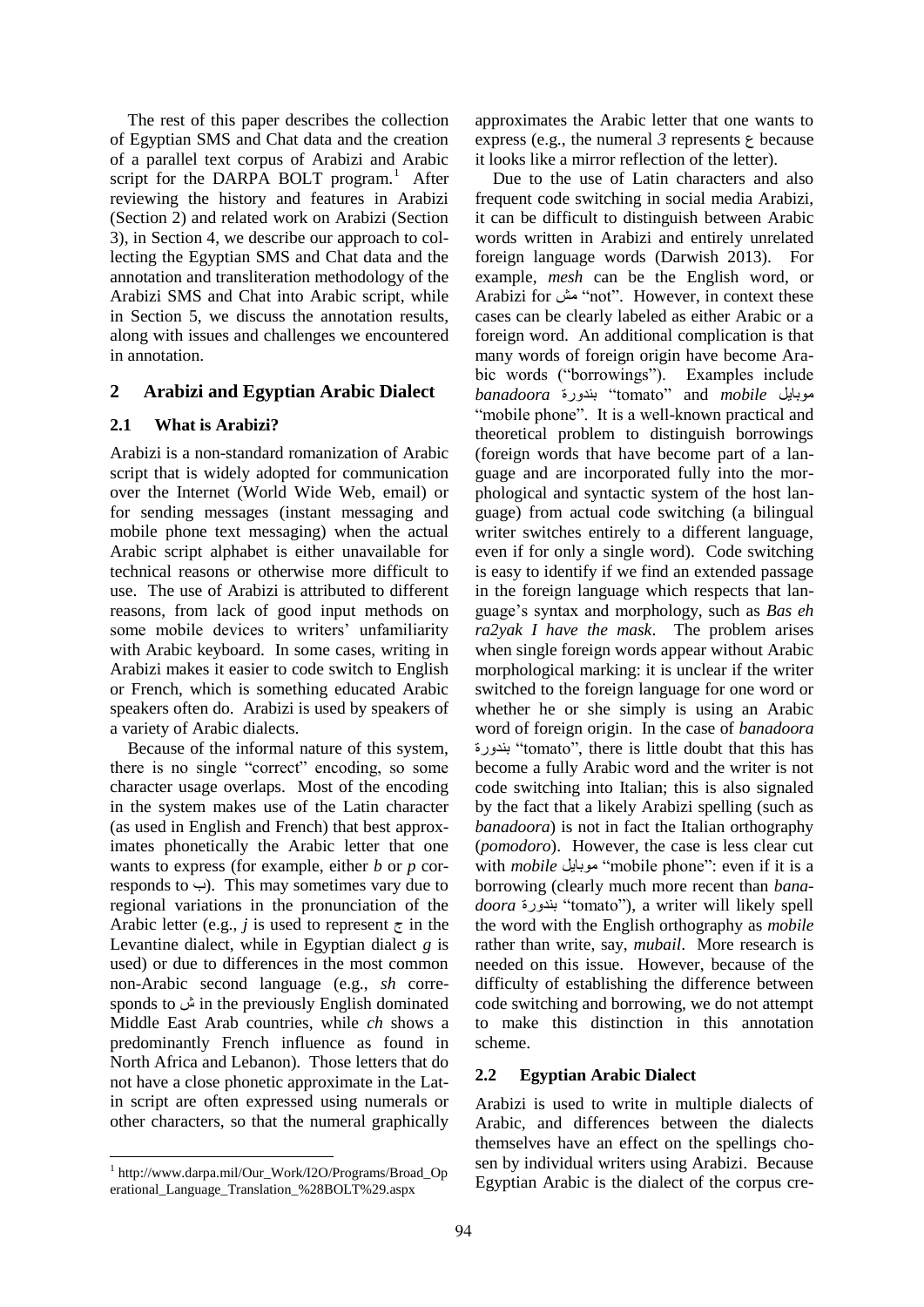The rest of this paper describes the collection of Egyptian SMS and Chat data and the creation of a parallel text corpus of Arabizi and Arabic script for the DARPA BOLT program.[1] After reviewing the history and features in Arabizi (Section 2) and related work on Arabizi (Section 3), in Section 4, we describe our approach to collecting the Egyptian SMS and Chat data and the annotation and transliteration methodology of the Arabizi SMS and Chat into Arabic script, while in Section 5, we discuss the annotation results, along with issues and challenges we encountered in annotation.

## 2 Arabizi and Egyptian Arabic Dialect

### 2.1 What is Arabizi?

Arabizi is a non-standard romanization of Arabic script that is widely adopted for communication over the Internet (World Wide Web, email) or for sending messages (instant messaging and mobile phone text messaging) when the actual Arabic script alphabet is either unavailable for technical reasons or otherwise more difficult to use. The use of Arabizi is attributed to different reasons, from lack of good input methods on some mobile devices to writers' unfamiliarity with Arabic keyboard. In some cases, writing in Arabizi makes it easier to code switch to English or French, which is something educated Arabic speakers often do. Arabizi is used by speakers of a variety of Arabic dialects.

Because of the informal nature of this system, there is no single "correct" encoding, so some character usage overlaps. Most of the encoding in the system makes use of the Latin character (as used in English and French) that best approximates phonetically the Arabic letter that one wants to express (for example, either *b* or *p* corresponds to ب). This may sometimes vary due to regional variations in the pronunciation of the Arabic letter (e.g., *j* is used to represent ج in the Levantine dialect, while in Egyptian dialect *g* is used) or due to differences in the most common non-Arabic second language (e.g., *sh* corresponds to ش in the previously English dominated Middle East Arab countries, while *ch* shows a predominantly French influence as found in North Africa and Lebanon). Those letters that do not have a close phonetic approximate in the Latin script are often expressed using numerals or other characters, so that the numeral graphically approximates the Arabic letter that one wants to express (e.g., the numeral *3* represents ع because it looks like a mirror reflection of the letter).

Due to the use of Latin characters and also frequent code switching in social media Arabizi, it can be difficult to distinguish between Arabic words written in Arabizi and entirely unrelated foreign language words (Darwish 2013). For example, *mesh* can be the English word, or Arabizi for مش "not". However, in context these cases can be clearly labeled as either Arabic or a foreign word. An additional complication is that many words of foreign origin have become Arabic words ("borrowings"). Examples include *banadoora* بندورة "tomato" and *mobile* موبايل "mobile phone". It is a well-known practical and theoretical problem to distinguish borrowings (foreign words that have become part of a language and are incorporated fully into the morphological and syntactic system of the host language) from actual code switching (a bilingual writer switches entirely to a different language, even if for only a single word). Code switching is easy to identify if we find an extended passage in the foreign language which respects that language's syntax and morphology, such as *Bas eh ra2yak I have the mask*. The problem arises when single foreign words appear without Arabic morphological marking: it is unclear if the writer switched to the foreign language for one word or whether he or she simply is using an Arabic word of foreign origin. In the case of *banadoora* بندورة "tomato", there is little doubt that this has become a fully Arabic word and the writer is not code switching into Italian; this is also signaled by the fact that a likely Arabizi spelling (such as *banadoora*) is not in fact the Italian orthography (*pomodoro*). However, the case is less clear cut with *mobile* موبايل "mobile phone": even if it is a borrowing (clearly much more recent than *banadoora* بندورة "tomato"), a writer will likely spell the word with the English orthography as *mobile* rather than write, say, *mubail*. More research is needed on this issue. However, because of the difficulty of establishing the difference between code switching and borrowing, we do not attempt to make this distinction in this annotation scheme.

### 2.2 Egyptian Arabic Dialect

Arabizi is used to write in multiple dialects of Arabic, and differences between the dialects themselves have an effect on the spellings chosen by individual writers using Arabizi. Because Egyptian Arabic is the dialect of the corpus cre-

[1] http://www.darpa.mil/Our_Work/I2O/Programs/Broad_Operational_Language_Translation_%28BOLT%29.aspx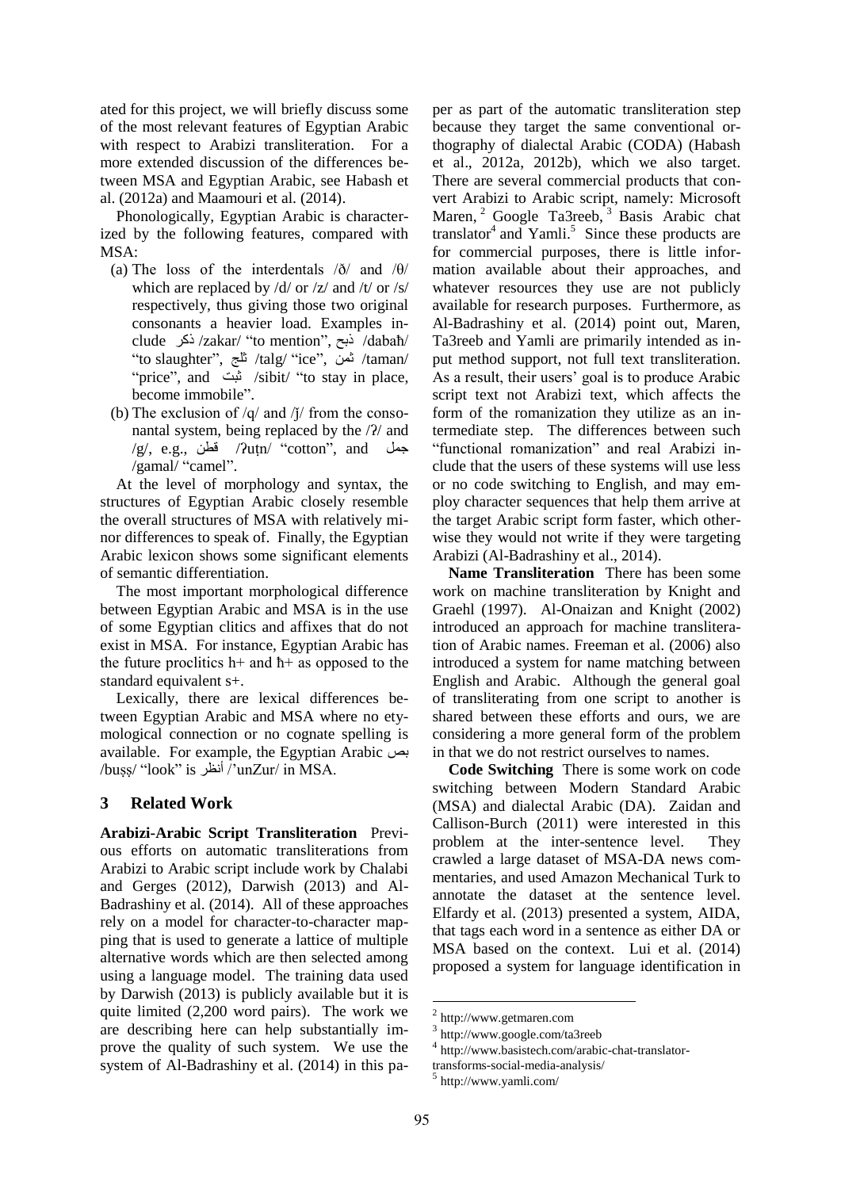ated for this project, we will briefly discuss some of the most relevant features of Egyptian Arabic with respect to Arabizi transliteration. For a more extended discussion of the differences between MSA and Egyptian Arabic, see Habash et al. (2012a) and Maamouri et al. (2014).

Phonologically, Egyptian Arabic is characterized by the following features, compared with MSA:

(a) The loss of the interdentals /ð/ and /θ/ which are replaced by /d/ or /z/ and /t/ or /s/ respectively, thus giving those two original consonants a heavier load. Examples include ذكر /zakar/ "to mention", ذبح /dabaħ/ "to slaughter", ثلج /talg/ "ice", ثمن /taman/ "price", and ثبت /sibit/ "to stay in place, become immobile".

(b) The exclusion of /q/ and /ǰ/ from the consonantal system, being replaced by the /ʔ/ and /g/, e.g., قطن /ʔuṭn/ "cotton", and جمل /gamal/ "camel".

At the level of morphology and syntax, the structures of Egyptian Arabic closely resemble the overall structures of MSA with relatively minor differences to speak of. Finally, the Egyptian Arabic lexicon shows some significant elements of semantic differentiation.

The most important morphological difference between Egyptian Arabic and MSA is in the use of some Egyptian clitics and affixes that do not exist in MSA. For instance, Egyptian Arabic has the future proclitics h+ and ħ+ as opposed to the standard equivalent s+.

Lexically, there are lexical differences between Egyptian Arabic and MSA where no etymological connection or no cognate spelling is available. For example, the Egyptian Arabic بص /buṣṣ/ "look" is أنظر /'unZur/ in MSA.

## 3 Related Work

**Arabizi-Arabic Script Transliteration** Previous efforts on automatic transliterations from Arabizi to Arabic script include work by Chalabi and Gerges (2012), Darwish (2013) and Al-Badrashiny et al. (2014). All of these approaches rely on a model for character-to-character mapping that is used to generate a lattice of multiple alternative words which are then selected among using a language model. The training data used by Darwish (2013) is publicly available but it is quite limited (2,200 word pairs). The work we are describing here can help substantially improve the quality of such system. We use the system of Al-Badrashiny et al. (2014) in this paper as part of the automatic transliteration step because they target the same conventional orthography of dialectal Arabic (CODA) (Habash et al., 2012a, 2012b), which we also target. There are several commercial products that convert Arabizi to Arabic script, namely: Microsoft Maren,[2] Google Ta3reeb,[3] Basis Arabic chat translator[4] and Yamli.[5] Since these products are for commercial purposes, there is little information available about their approaches, and whatever resources they use are not publicly available for research purposes. Furthermore, as Al-Badrashiny et al. (2014) point out, Maren, Ta3reeb and Yamli are primarily intended as input method support, not full text transliteration. As a result, their users' goal is to produce Arabic script text not Arabizi text, which affects the form of the romanization they utilize as an intermediate step. The differences between such "functional romanization" and real Arabizi include that the users of these systems will use less or no code switching to English, and may employ character sequences that help them arrive at the target Arabic script form faster, which otherwise they would not write if they were targeting Arabizi (Al-Badrashiny et al., 2014).

**Name Transliteration** There has been some work on machine transliteration by Knight and Graehl (1997). Al-Onaizan and Knight (2002) introduced an approach for machine transliteration of Arabic names. Freeman et al. (2006) also introduced a system for name matching between English and Arabic. Although the general goal of transliterating from one script to another is shared between these efforts and ours, we are considering a more general form of the problem in that we do not restrict ourselves to names.

**Code Switching** There is some work on code switching between Modern Standard Arabic (MSA) and dialectal Arabic (DA). Zaidan and Callison-Burch (2011) were interested in this problem at the inter-sentence level. They crawled a large dataset of MSA-DA news commentaries, and used Amazon Mechanical Turk to annotate the dataset at the sentence level. Elfardy et al. (2013) presented a system, AIDA, that tags each word in a sentence as either DA or MSA based on the context. Lui et al. (2014) proposed a system for language identification in

---

[2] http://www.getmaren.com

[3] http://www.google.com/ta3reeb

[4] http://www.basistech.com/arabic-chat-translator-transforms-social-media-analysis/

[5] http://www.yamli.com/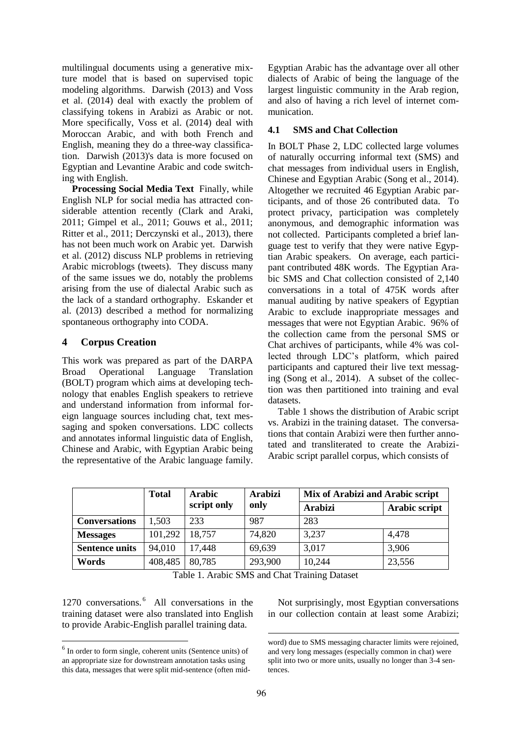multilingual documents using a generative mixture model that is based on supervised topic modeling algorithms. Darwish (2013) and Voss et al. (2014) deal with exactly the problem of classifying tokens in Arabizi as Arabic or not. More specifically, Voss et al. (2014) deal with Moroccan Arabic, and with both French and English, meaning they do a three-way classification. Darwish (2013)'s data is more focused on Egyptian and Levantine Arabic and code switching with English.

**Processing Social Media Text** Finally, while English NLP for social media has attracted considerable attention recently (Clark and Araki, 2011; Gimpel et al., 2011; Gouws et al., 2011; Ritter et al., 2011; Derczynski et al., 2013), there has not been much work on Arabic yet. Darwish et al. (2012) discuss NLP problems in retrieving Arabic microblogs (tweets). They discuss many of the same issues we do, notably the problems arising from the use of dialectal Arabic such as the lack of a standard orthography. Eskander et al. (2013) described a method for normalizing spontaneous orthography into CODA.

## 4 Corpus Creation

This work was prepared as part of the DARPA Broad Operational Language Translation (BOLT) program which aims at developing technology that enables English speakers to retrieve and understand information from informal foreign language sources including chat, text messaging and spoken conversations. LDC collects and annotates informal linguistic data of English, Chinese and Arabic, with Egyptian Arabic being the representative of the Arabic language family. Egyptian Arabic has the advantage over all other dialects of Arabic of being the language of the largest linguistic community in the Arab region, and also of having a rich level of internet communication.

### 4.1 SMS and Chat Collection

In BOLT Phase 2, LDC collected large volumes of naturally occurring informal text (SMS) and chat messages from individual users in English, Chinese and Egyptian Arabic (Song et al., 2014). Altogether we recruited 46 Egyptian Arabic participants, and of those 26 contributed data. To protect privacy, participation was completely anonymous, and demographic information was not collected. Participants completed a brief language test to verify that they were native Egyptian Arabic speakers. On average, each participant contributed 48K words. The Egyptian Arabic SMS and Chat collection consisted of 2,140 conversations in a total of 475K words after manual auditing by native speakers of Egyptian Arabic to exclude inappropriate messages and messages that were not Egyptian Arabic. 96% of the collection came from the personal SMS or Chat archives of participants, while 4% was collected through LDC's platform, which paired participants and captured their live text messaging (Song et al., 2014). A subset of the collection was then partitioned into training and eval datasets.

Table 1 shows the distribution of Arabic script vs. Arabizi in the training dataset. The conversations that contain Arabizi were then further annotated and transliterated to create the Arabizi-Arabic script parallel corpus, which consists of 1270 conversations.[6] All conversations in the training dataset were also translated into English to provide Arabic-English parallel training data.

| | Total | Arabic script only | Arabizi only | Mix of Arabizi and Arabic script | |
|---|---|---|---|---|---|
| | | | | Arabizi | Arabic script |
| **Conversations** | 1,503 | 233 | 987 | 283 | |
| **Messages** | 101,292 | 18,757 | 74,820 | 3,237 | 4,478 |
| **Sentence units** | 94,010 | 17,448 | 69,639 | 3,017 | 3,906 |
| **Words** | 408,485 | 80,785 | 293,900 | 10,244 | 23,556 |

Table 1. Arabic SMS and Chat Training Dataset

Not surprisingly, most Egyptian conversations in our collection contain at least some Arabizi;

[6] In order to form single, coherent units (Sentence units) of an appropriate size for downstream annotation tasks using this data, messages that were split mid-sentence (often mid-word) due to SMS messaging character limits were rejoined, and very long messages (especially common in chat) were split into two or more units, usually no longer than 3-4 sentences.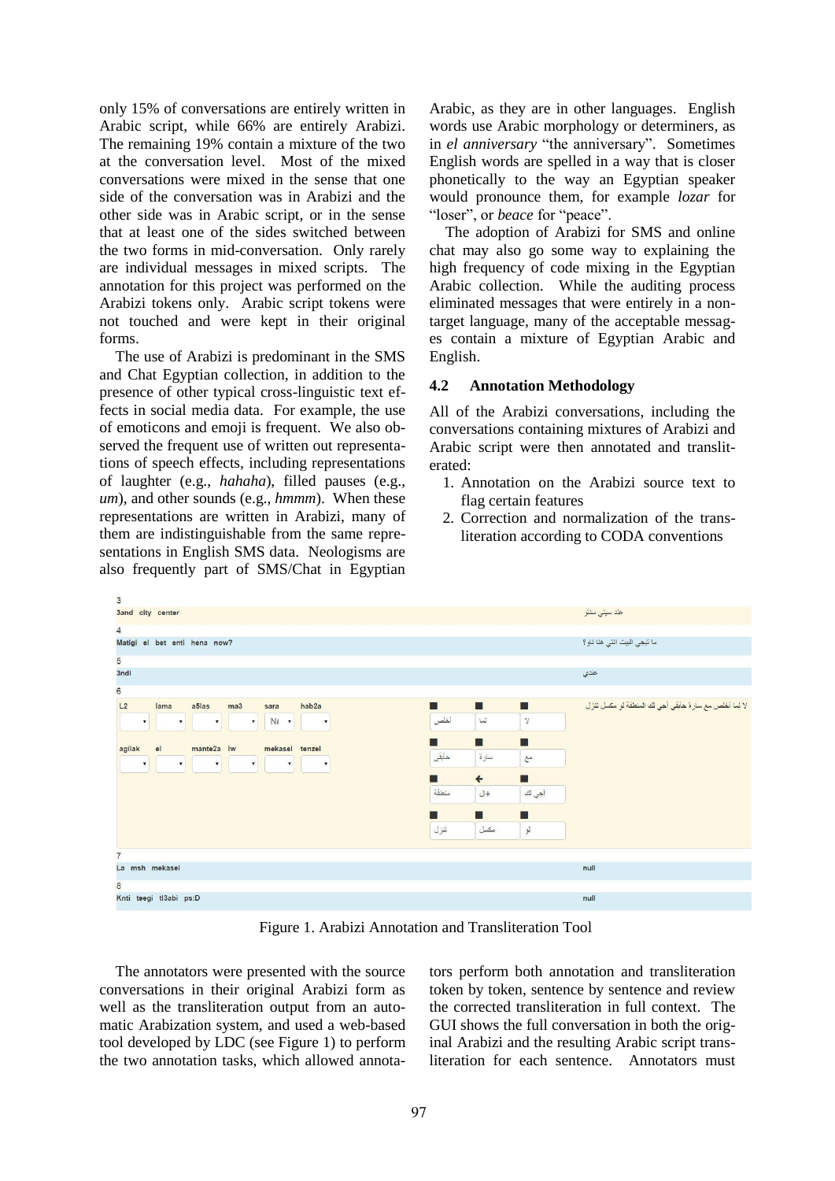only 15% of conversations are entirely written in Arabic script, while 66% are entirely Arabizi. The remaining 19% contain a mixture of the two at the conversation level. Most of the mixed conversations were mixed in the sense that one side of the conversation was in Arabizi and the other side was in Arabic script, or in the sense that at least one of the sides switched between the two forms in mid-conversation. Only rarely are individual messages in mixed scripts. The annotation for this project was performed on the Arabizi tokens only. Arabic script tokens were not touched and were kept in their original forms.

The use of Arabizi is predominant in the SMS and Chat Egyptian collection, in addition to the presence of other typical cross-linguistic text effects in social media data. For example, the use of emoticons and emoji is frequent. We also observed the frequent use of written out representations of speech effects, including representations of laughter (e.g., *hahaha*), filled pauses (e.g., *um*), and other sounds (e.g., *hmmm*). When these representations are written in Arabizi, many of them are indistinguishable from the same representations in English SMS data. Neologisms are also frequently part of SMS/Chat in Egyptian Arabic, as they are in other languages. English words use Arabic morphology or determiners, as in *el anniversary* "the anniversary". Sometimes English words are spelled in a way that is closer phonetically to the way an Egyptian speaker would pronounce them, for example *lozar* for "loser", or *beace* for "peace".

The adoption of Arabizi for SMS and online chat may also go some way to explaining the high frequency of code mixing in the Egyptian Arabic collection. While the auditing process eliminated messages that were entirely in a non-target language, many of the acceptable messages contain a mixture of Egyptian Arabic and English.

## 4.2 Annotation Methodology

All of the Arabizi conversations, including the conversations containing mixtures of Arabizi and Arabic script were then annotated and transliterated:

1. Annotation on the Arabizi source text to flag certain features
2. Correction and normalization of the transliteration according to CODA conventions

Figure 1. Arabizi Annotation and Transliteration Tool

The annotators were presented with the source conversations in their original Arabizi form as well as the transliteration output from an automatic Arabization system, and used a web-based tool developed by LDC (see Figure 1) to perform the two annotation tasks, which allowed annotators perform both annotation and transliteration token by token, sentence by sentence and review the corrected transliteration in full context. The GUI shows the full conversation in both the original Arabizi and the resulting Arabic script transliteration for each sentence. Annotators must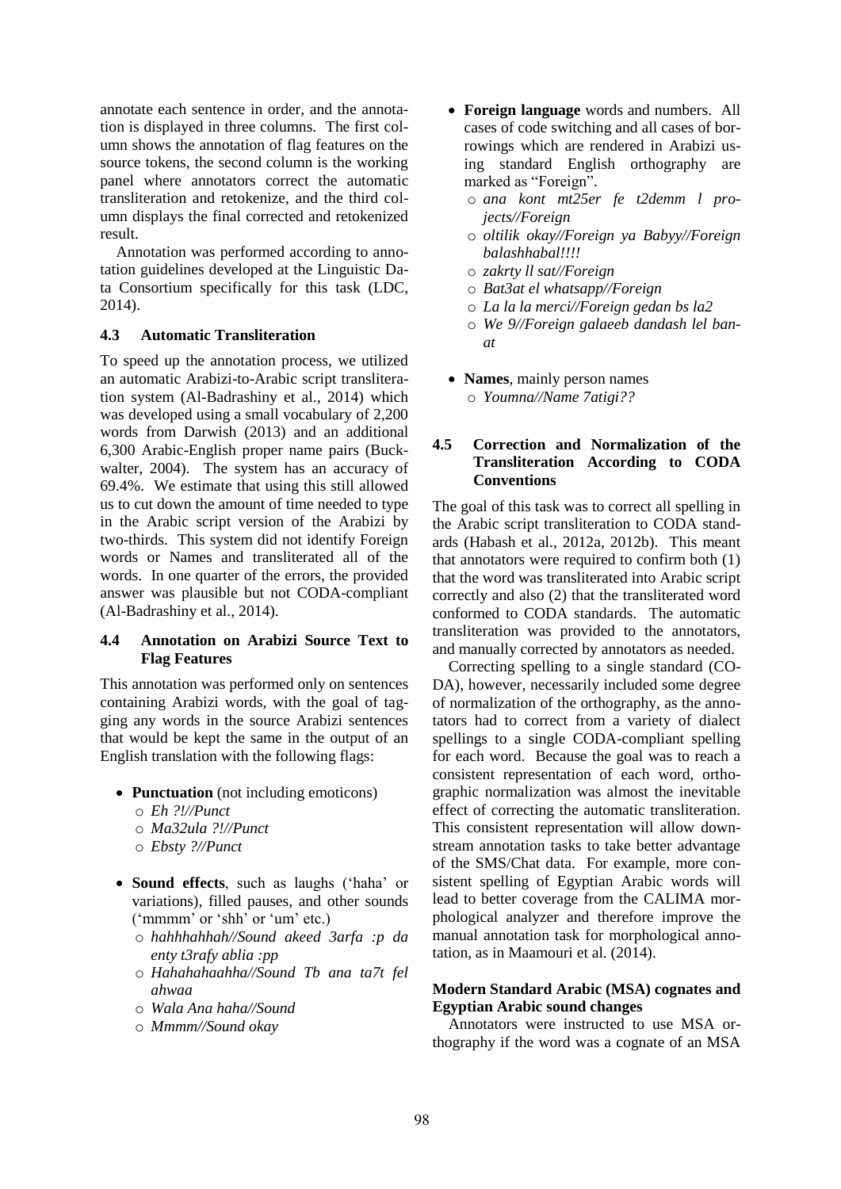annotate each sentence in order, and the annotation is displayed in three columns. The first column shows the annotation of flag features on the source tokens, the second column is the working panel where annotators correct the automatic transliteration and retokenize, and the third column displays the final corrected and retokenized result.

Annotation was performed according to annotation guidelines developed at the Linguistic Data Consortium specifically for this task (LDC, 2014).

### 4.3 Automatic Transliteration

To speed up the annotation process, we utilized an automatic Arabizi-to-Arabic script transliteration system (Al-Badrashiny et al., 2014) which was developed using a small vocabulary of 2,200 words from Darwish (2013) and an additional 6,300 Arabic-English proper name pairs (Buckwalter, 2004). The system has an accuracy of 69.4%. We estimate that using this still allowed us to cut down the amount of time needed to type in the Arabic script version of the Arabizi by two-thirds. This system did not identify Foreign words or Names and transliterated all of the words. In one quarter of the errors, the provided answer was plausible but not CODA-compliant (Al-Badrashiny et al., 2014).

### 4.4 Annotation on Arabizi Source Text to Flag Features

This annotation was performed only on sentences containing Arabizi words, with the goal of tagging any words in the source Arabizi sentences that would be kept the same in the output of an English translation with the following flags:

- **Punctuation** (not including emoticons)
  - *Eh ?!//Punct*
  - *Ma32ula ?!//Punct*
  - *Ebsty ?//Punct*
- **Sound effects**, such as laughs ('haha' or variations), filled pauses, and other sounds ('mmmm' or 'shh' or 'um' etc.)
  - *hahhhahhah//Sound akeed 3arfa :p da enty t3rafy ablia :pp*
  - *Hahahahaahha//Sound Tb ana ta7t fel ahwaa*
  - *Wala Ana haha//Sound*
  - *Mmmm//Sound okay*
- **Foreign language** words and numbers. All cases of code switching and all cases of borrowings which are rendered in Arabizi using standard English orthography are marked as "Foreign".
  - *ana kont mt25er fe t2demm l projects//Foreign*
  - *oltilik okay//Foreign ya Babyy//Foreign balashhabal!!!!*
  - *zakrty ll sat//Foreign*
  - *Bat3at el whatsapp//Foreign*
  - *La la la merci//Foreign gedan bs la2*
  - *We 9//Foreign galaeeb dandash lel banat*
- **Names**, mainly person names
  - *Youmna//Name 7atigi??*

### 4.5 Correction and Normalization of the Transliteration According to CODA Conventions

The goal of this task was to correct all spelling in the Arabic script transliteration to CODA standards (Habash et al., 2012a, 2012b). This meant that annotators were required to confirm both (1) that the word was transliterated into Arabic script correctly and also (2) that the transliterated word conformed to CODA standards. The automatic transliteration was provided to the annotators, and manually corrected by annotators as needed.

Correcting spelling to a single standard (CODA), however, necessarily included some degree of normalization of the orthography, as the annotators had to correct from a variety of dialect spellings to a single CODA-compliant spelling for each word. Because the goal was to reach a consistent representation of each word, orthographic normalization was almost the inevitable effect of correcting the automatic transliteration. This consistent representation will allow downstream annotation tasks to take better advantage of the SMS/Chat data. For example, more consistent spelling of Egyptian Arabic words will lead to better coverage from the CALIMA morphological analyzer and therefore improve the manual annotation task for morphological annotation, as in Maamouri et al. (2014).

**Modern Standard Arabic (MSA) cognates and Egyptian Arabic sound changes**

Annotators were instructed to use MSA orthography if the word was a cognate of an MSA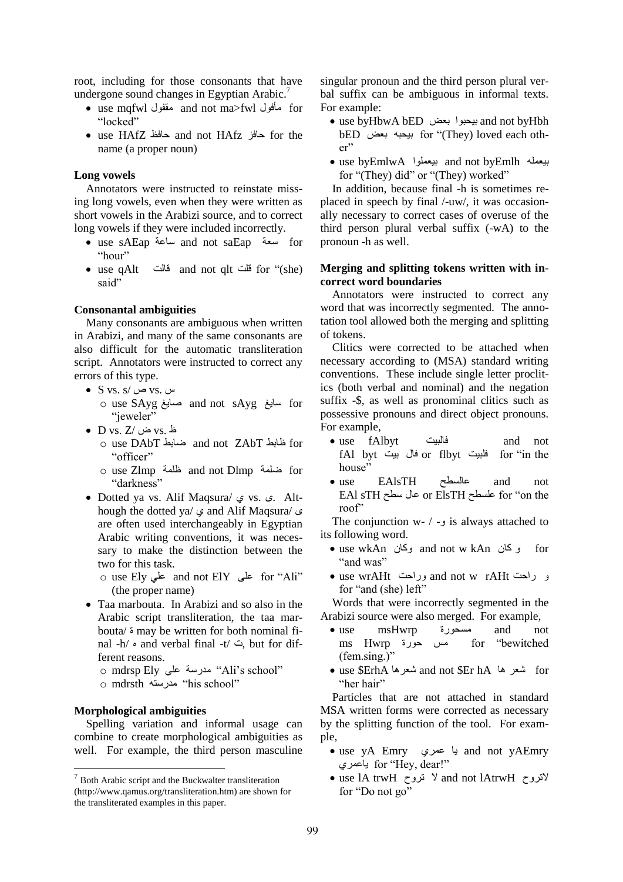root, including for those consonants that have undergone sound changes in Egyptian Arabic.[7]

- use mqfwl مقفول and not ma>fwl مأفول for "locked"
- use HAfZ حافظ and not HAfz حافز for the name (a proper noun)

**Long vowels**

Annotators were instructed to reinstate missing long vowels, even when they were written as short vowels in the Arabizi source, and to correct long vowels if they were included incorrectly.

- use sAEap ساعة and not saEap سعة for "hour"
- use qAlt قالت and not qlt قلت for "(she) said"

**Consonantal ambiguities**

Many consonants are ambiguous when written in Arabizi, and many of the same consonants are also difficult for the automatic transliteration script. Annotators were instructed to correct any errors of this type.

- S vs. s/ ص vs. س
  - use SAyg صايغ and not sAyg سايغ for "jeweler"
- D vs. Z/ ض vs. ظ
  - use DAbT ضابط and not ZAbT ظابط for "officer"
  - use Zlmp ظلمة and not Dlmp ضلمة for "darkness"
- Dotted ya vs. Alif Maqsura/ ي vs. ى. Although the dotted ya/ ي and Alif Maqsura/ ى are often used interchangeably in Egyptian Arabic writing conventions, it was necessary to make the distinction between the two for this task.
  - use Ely علي and not ElY على for "Ali" (the proper name)
- Taa marbouta. In Arabizi and so also in the Arabic script transliteration, the taa marbouta/ ة may be written for both nominal final -h/ ه and verbal final -t/ ت, but for different reasons.
  - mdrsp Ely مدرسة علي "Ali's school"
  - mdrsth مدرسته "his school"

**Morphological ambiguities**

Spelling variation and informal usage can combine to create morphological ambiguities as well. For example, the third person masculine singular pronoun and the third person plural verbal suffix can be ambiguous in informal texts. For example:

- use byHbwA bED بيحبوا بعض and not byHbh bED بيحبه بعض for "(They) loved each other"
- use byEmlwA بيعملوا and not byEmlh بيعمله for "(They) did" or "(They) worked"

In addition, because final -h is sometimes replaced in speech by final /-uw/, it was occasionally necessary to correct cases of overuse of the third person plural verbal suffix (-wA) to the pronoun -h as well.

**Merging and splitting tokens written with incorrect word boundaries**

Annotators were instructed to correct any word that was incorrectly segmented. The annotation tool allowed both the merging and splitting of tokens.

Clitics were corrected to be attached when necessary according to (MSA) standard writing conventions. These include single letter proclitics (both verbal and nominal) and the negation suffix -$, as well as pronominal clitics such as possessive pronouns and direct object pronouns. For example,

- use fAlbyt فالبيت and not fAl byt فال بيت or flbyt فلبيت for "in the house"
- use EAlsTH عالسطح and not EAl sTH عال سطح or ElsTH علسطح for "on the roof"

The conjunction w- / -و is always attached to its following word.

- use wkAn وكان and not w kAn و كان for "and was"
- use wrAHt وراحت and not w rAHt و راحت for "and (she) left"

Words that were incorrectly segmented in the Arabizi source were also merged. For example,

- use msHwrp مسحورة and not ms Hwrp مس حورة for "bewitched (fem.sing.)"
- use $ErhA شعرها and not $Er hA شعر ها for "her hair"

Particles that are not attached in standard MSA written forms were corrected as necessary by the splitting function of the tool. For example,

- use yA Emry يا عمري and not yAEmry ياعمري for "Hey, dear!"
- use lA trwH لا تروح and not lAtrwH لاتروح for "Do not go"

[7] Both Arabic script and the Buckwalter transliteration (http://www.qamus.org/transliteration.htm) are shown for the transliterated examples in this paper.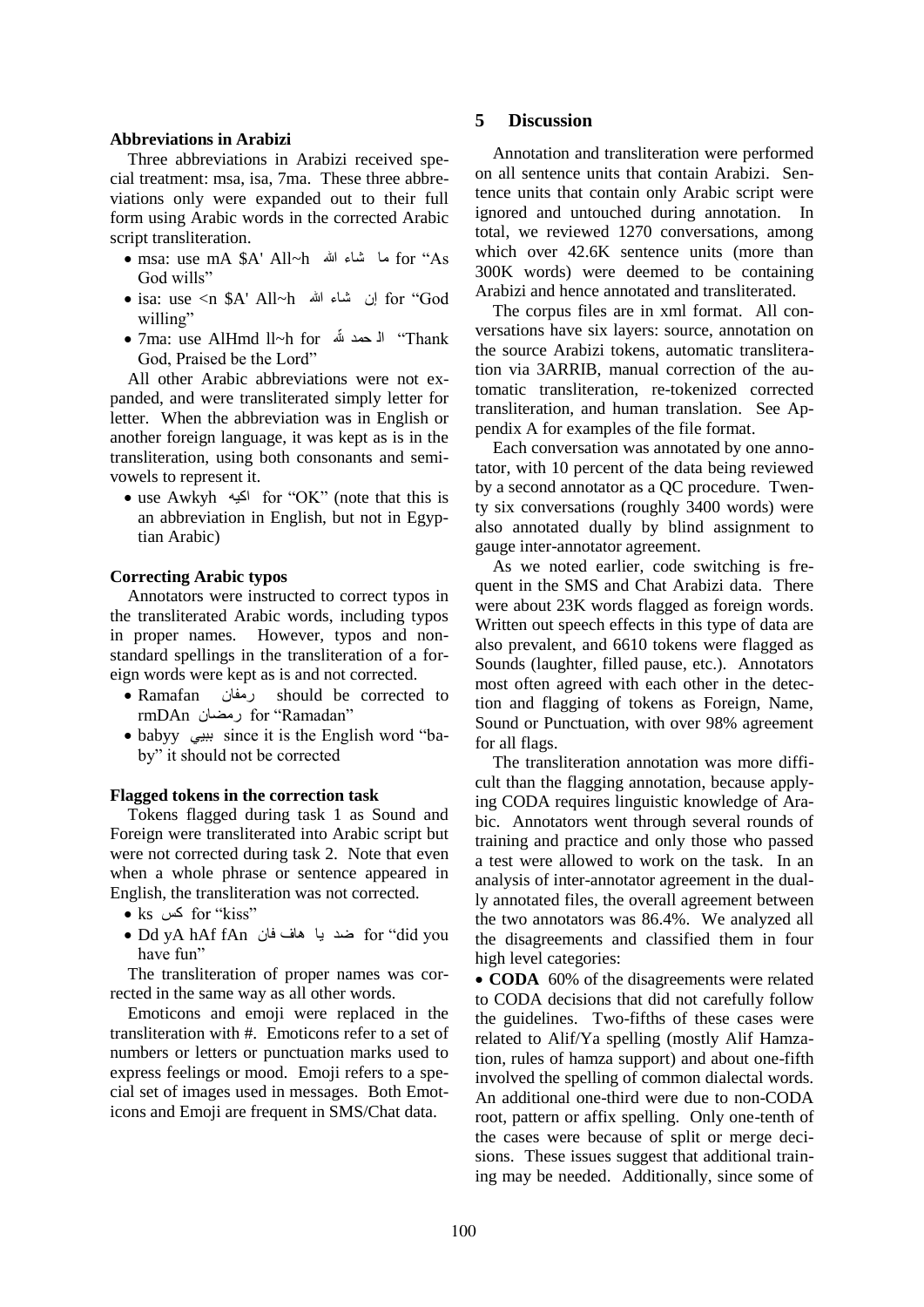**Abbreviations in Arabizi**

Three abbreviations in Arabizi received special treatment: msa, isa, 7ma. These three abbreviations only were expanded out to their full form using Arabic words in the corrected Arabic script transliteration.

- msa: use mA $A' All~h ما شاء الله for "As God wills"
- isa: use <n $A' All~h إن شاء الله for "God willing"
- 7ma: use AlHmd ll~h for الحمد لله "Thank God, Praised be the Lord"

All other Arabic abbreviations were not expanded, and were transliterated simply letter for letter. When the abbreviation was in English or another foreign language, it was kept as is in the transliteration, using both consonants and semi-vowels to represent it.

- use Awkyh اوكيه for "OK" (note that this is an abbreviation in English, but not in Egyptian Arabic)

**Correcting Arabic typos**

Annotators were instructed to correct typos in the transliterated Arabic words, including typos in proper names. However, typos and non-standard spellings in the transliteration of a foreign words were kept as is and not corrected.

- Ramafan رمفان should be corrected to rmDAn رمضان for "Ramadan"
- babyy ببيي since it is the English word "baby" it should not be corrected

**Flagged tokens in the correction task**

Tokens flagged during task 1 as Sound and Foreign were transliterated into Arabic script but were not corrected during task 2. Note that even when a whole phrase or sentence appeared in English, the transliteration was not corrected.

- ks كس for "kiss"
- Dd yA hAf fAn ضد يا هاف فان for "did you have fun"

The transliteration of proper names was corrected in the same way as all other words.

Emoticons and emoji were replaced in the transliteration with #. Emoticons refer to a set of numbers or letters or punctuation marks used to express feelings or mood. Emoji refers to a special set of images used in messages. Both Emoticons and Emoji are frequent in SMS/Chat data.

## 5 Discussion

Annotation and transliteration were performed on all sentence units that contain Arabizi. Sentence units that contain only Arabic script were ignored and untouched during annotation. In total, we reviewed 1270 conversations, among which over 42.6K sentence units (more than 300K words) were deemed to be containing Arabizi and hence annotated and transliterated.

The corpus files are in xml format. All conversations have six layers: source, annotation on the source Arabizi tokens, automatic transliteration via 3ARRIB, manual correction of the automatic transliteration, re-tokenized corrected transliteration, and human translation. See Appendix A for examples of the file format.

Each conversation was annotated by one annotator, with 10 percent of the data being reviewed by a second annotator as a QC procedure. Twenty six conversations (roughly 3400 words) were also annotated dually by blind assignment to gauge inter-annotator agreement.

As we noted earlier, code switching is frequent in the SMS and Chat Arabizi data. There were about 23K words flagged as foreign words. Written out speech effects in this type of data are also prevalent, and 6610 tokens were flagged as Sounds (laughter, filled pause, etc.). Annotators most often agreed with each other in the detection and flagging of tokens as Foreign, Name, Sound or Punctuation, with over 98% agreement for all flags.

The transliteration annotation was more difficult than the flagging annotation, because applying CODA requires linguistic knowledge of Arabic. Annotators went through several rounds of training and practice and only those who passed a test were allowed to work on the task. In an analysis of inter-annotator agreement in the dually annotated files, the overall agreement between the two annotators was 86.4%. We analyzed all the disagreements and classified them in four high level categories:

- **CODA** 60% of the disagreements were related to CODA decisions that did not carefully follow the guidelines. Two-fifths of these cases were related to Alif/Ya spelling (mostly Alif Hamzation, rules of hamza support) and about one-fifth involved the spelling of common dialectal words. An additional one-third were due to non-CODA root, pattern or affix spelling. Only one-tenth of the cases were because of split or merge decisions. These issues suggest that additional training may be needed. Additionally, since some of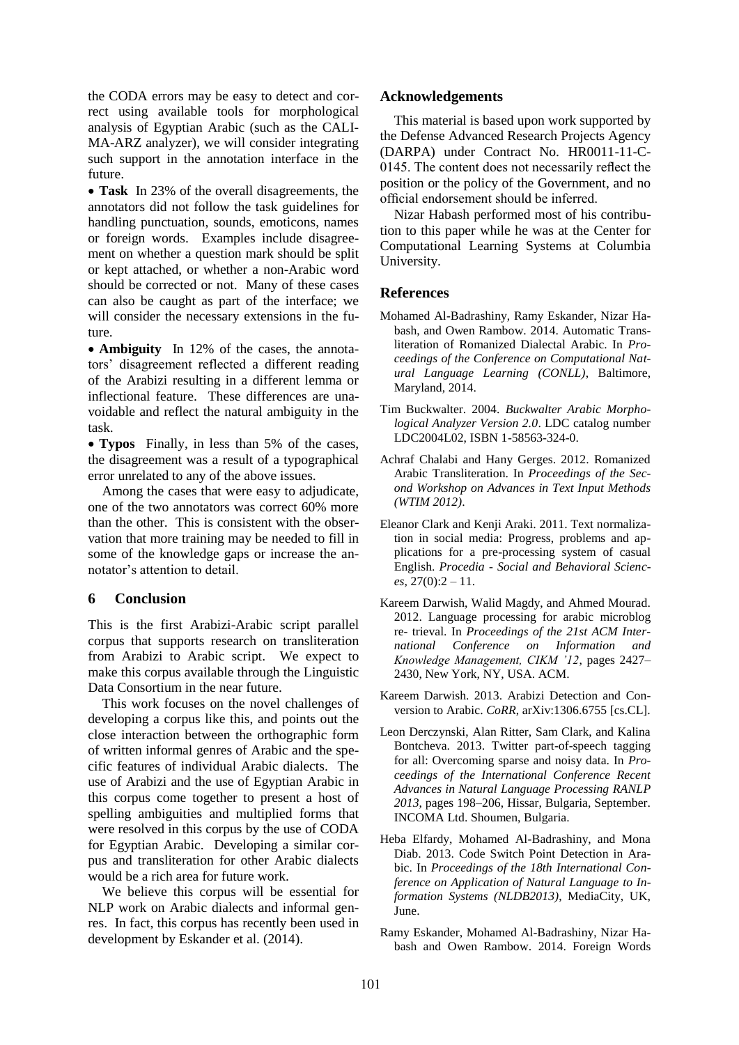the CODA errors may be easy to detect and correct using available tools for morphological analysis of Egyptian Arabic (such as the CALIMA-ARZ analyzer), we will consider integrating such support in the annotation interface in the future.

- **Task** In 23% of the overall disagreements, the annotators did not follow the task guidelines for handling punctuation, sounds, emoticons, names or foreign words. Examples include disagreement on whether a question mark should be split or kept attached, or whether a non-Arabic word should be corrected or not. Many of these cases can also be caught as part of the interface; we will consider the necessary extensions in the future.
- **Ambiguity** In 12% of the cases, the annotators' disagreement reflected a different reading of the Arabizi resulting in a different lemma or inflectional feature. These differences are unavoidable and reflect the natural ambiguity in the task.
- **Typos** Finally, in less than 5% of the cases, the disagreement was a result of a typographical error unrelated to any of the above issues.

Among the cases that were easy to adjudicate, one of the two annotators was correct 60% more than the other. This is consistent with the observation that more training may be needed to fill in some of the knowledge gaps or increase the annotator's attention to detail.

## 6 Conclusion

This is the first Arabizi-Arabic script parallel corpus that supports research on transliteration from Arabizi to Arabic script. We expect to make this corpus available through the Linguistic Data Consortium in the near future.

This work focuses on the novel challenges of developing a corpus like this, and points out the close interaction between the orthographic form of written informal genres of Arabic and the specific features of individual Arabic dialects. The use of Arabizi and the use of Egyptian Arabic in this corpus come together to present a host of spelling ambiguities and multiplied forms that were resolved in this corpus by the use of CODA for Egyptian Arabic. Developing a similar corpus and transliteration for other Arabic dialects would be a rich area for future work.

We believe this corpus will be essential for NLP work on Arabic dialects and informal genres. In fact, this corpus has recently been used in development by Eskander et al. (2014).

## Acknowledgements

This material is based upon work supported by the Defense Advanced Research Projects Agency (DARPA) under Contract No. HR0011-11-C-0145. The content does not necessarily reflect the position or the policy of the Government, and no official endorsement should be inferred.

Nizar Habash performed most of his contribution to this paper while he was at the Center for Computational Learning Systems at Columbia University.

## References

Mohamed Al-Badrashiny, Ramy Eskander, Nizar Habash, and Owen Rambow. 2014. Automatic Transliteration of Romanized Dialectal Arabic. In *Proceedings of the Conference on Computational Natural Language Learning (CONLL)*, Baltimore, Maryland, 2014.

Tim Buckwalter. 2004. *Buckwalter Arabic Morphological Analyzer Version 2.0*. LDC catalog number LDC2004L02, ISBN 1-58563-324-0.

Achraf Chalabi and Hany Gerges. 2012. Romanized Arabic Transliteration. In *Proceedings of the Second Workshop on Advances in Text Input Methods (WTIM 2012)*.

Eleanor Clark and Kenji Araki. 2011. Text normalization in social media: Progress, problems and applications for a pre-processing system of casual English. *Procedia - Social and Behavioral Sciences*, 27(0):2 – 11.

Kareem Darwish, Walid Magdy, and Ahmed Mourad. 2012. Language processing for arabic microblog re- trieval. In *Proceedings of the 21st ACM International Conference on Information and Knowledge Management, CIKM '12*, pages 2427–2430, New York, NY, USA. ACM.

Kareem Darwish. 2013. Arabizi Detection and Conversion to Arabic. *CoRR*, arXiv:1306.6755 [cs.CL].

Leon Derczynski, Alan Ritter, Sam Clark, and Kalina Bontcheva. 2013. Twitter part-of-speech tagging for all: Overcoming sparse and noisy data. In *Proceedings of the International Conference Recent Advances in Natural Language Processing RANLP 2013*, pages 198–206, Hissar, Bulgaria, September. INCOMA Ltd. Shoumen, Bulgaria.

Heba Elfardy, Mohamed Al-Badrashiny, and Mona Diab. 2013. Code Switch Point Detection in Arabic. In *Proceedings of the 18th International Conference on Application of Natural Language to Information Systems (NLDB2013)*, MediaCity, UK, June.

Ramy Eskander, Mohamed Al-Badrashiny, Nizar Habash and Owen Rambow. 2014. Foreign Words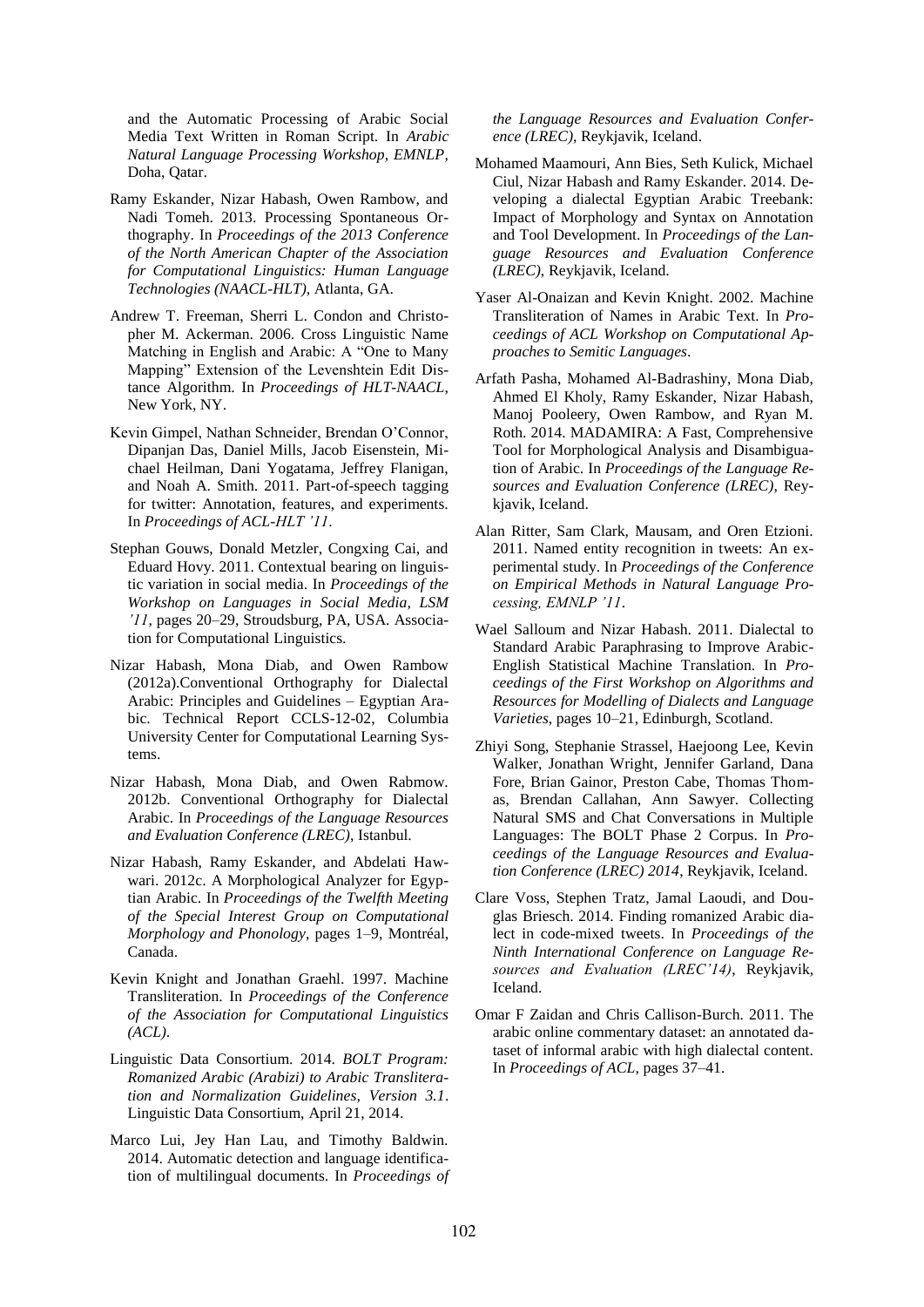and the Automatic Processing of Arabic Social Media Text Written in Roman Script. In *Arabic Natural Language Processing Workshop, EMNLP*, Doha, Qatar.

Ramy Eskander, Nizar Habash, Owen Rambow, and Nadi Tomeh. 2013. Processing Spontaneous Orthography. In *Proceedings of the 2013 Conference of the North American Chapter of the Association for Computational Linguistics: Human Language Technologies (NAACL-HLT)*, Atlanta, GA.

Andrew T. Freeman, Sherri L. Condon and Christopher M. Ackerman. 2006. Cross Linguistic Name Matching in English and Arabic: A "One to Many Mapping" Extension of the Levenshtein Edit Distance Algorithm. In *Proceedings of HLT-NAACL*, New York, NY.

Kevin Gimpel, Nathan Schneider, Brendan O'Connor, Dipanjan Das, Daniel Mills, Jacob Eisenstein, Michael Heilman, Dani Yogatama, Jeffrey Flanigan, and Noah A. Smith. 2011. Part-of-speech tagging for twitter: Annotation, features, and experiments. In *Proceedings of ACL-HLT '11*.

Stephan Gouws, Donald Metzler, Congxing Cai, and Eduard Hovy. 2011. Contextual bearing on linguistic variation in social media. In *Proceedings of the Workshop on Languages in Social Media, LSM '11*, pages 20–29, Stroudsburg, PA, USA. Association for Computational Linguistics.

Nizar Habash, Mona Diab, and Owen Rambow (2012a).Conventional Orthography for Dialectal Arabic: Principles and Guidelines – Egyptian Arabic. Technical Report CCLS-12-02, Columbia University Center for Computational Learning Systems.

Nizar Habash, Mona Diab, and Owen Rabmow. 2012b. Conventional Orthography for Dialectal Arabic. In *Proceedings of the Language Resources and Evaluation Conference (LREC)*, Istanbul.

Nizar Habash, Ramy Eskander, and Abdelati Hawwari. 2012c. A Morphological Analyzer for Egyptian Arabic. In *Proceedings of the Twelfth Meeting of the Special Interest Group on Computational Morphology and Phonology*, pages 1–9, Montréal, Canada.

Kevin Knight and Jonathan Graehl. 1997. Machine Transliteration. In *Proceedings of the Conference of the Association for Computational Linguistics (ACL)*.

Linguistic Data Consortium. 2014. *BOLT Program: Romanized Arabic (Arabizi) to Arabic Transliteration and Normalization Guidelines, Version 3.1*. Linguistic Data Consortium, April 21, 2014.

Marco Lui, Jey Han Lau, and Timothy Baldwin. 2014. Automatic detection and language identification of multilingual documents. In *Proceedings of the Language Resources and Evaluation Conference (LREC)*, Reykjavik, Iceland.

Mohamed Maamouri, Ann Bies, Seth Kulick, Michael Ciul, Nizar Habash and Ramy Eskander. 2014. Developing a dialectal Egyptian Arabic Treebank: Impact of Morphology and Syntax on Annotation and Tool Development. In *Proceedings of the Language Resources and Evaluation Conference (LREC)*, Reykjavik, Iceland.

Yaser Al-Onaizan and Kevin Knight. 2002. Machine Transliteration of Names in Arabic Text. In *Proceedings of ACL Workshop on Computational Approaches to Semitic Languages*.

Arfath Pasha, Mohamed Al-Badrashiny, Mona Diab, Ahmed El Kholy, Ramy Eskander, Nizar Habash, Manoj Pooleery, Owen Rambow, and Ryan M. Roth. 2014. MADAMIRA: A Fast, Comprehensive Tool for Morphological Analysis and Disambiguation of Arabic. In *Proceedings of the Language Resources and Evaluation Conference (LREC)*, Reykjavik, Iceland.

Alan Ritter, Sam Clark, Mausam, and Oren Etzioni. 2011. Named entity recognition in tweets: An experimental study. In *Proceedings of the Conference on Empirical Methods in Natural Language Processing, EMNLP '11*.

Wael Salloum and Nizar Habash. 2011. Dialectal to Standard Arabic Paraphrasing to Improve Arabic-English Statistical Machine Translation. In *Proceedings of the First Workshop on Algorithms and Resources for Modelling of Dialects and Language Varieties*, pages 10–21, Edinburgh, Scotland.

Zhiyi Song, Stephanie Strassel, Haejoong Lee, Kevin Walker, Jonathan Wright, Jennifer Garland, Dana Fore, Brian Gainor, Preston Cabe, Thomas Thomas, Brendan Callahan, Ann Sawyer. Collecting Natural SMS and Chat Conversations in Multiple Languages: The BOLT Phase 2 Corpus. In *Proceedings of the Language Resources and Evaluation Conference (LREC) 2014*, Reykjavik, Iceland.

Clare Voss, Stephen Tratz, Jamal Laoudi, and Douglas Briesch. 2014. Finding romanized Arabic dialect in code-mixed tweets. In *Proceedings of the Ninth International Conference on Language Resources and Evaluation (LREC'14)*, Reykjavik, Iceland.

Omar F Zaidan and Chris Callison-Burch. 2011. The arabic online commentary dataset: an annotated dataset of informal arabic with high dialectal content. In *Proceedings of ACL*, pages 37–41.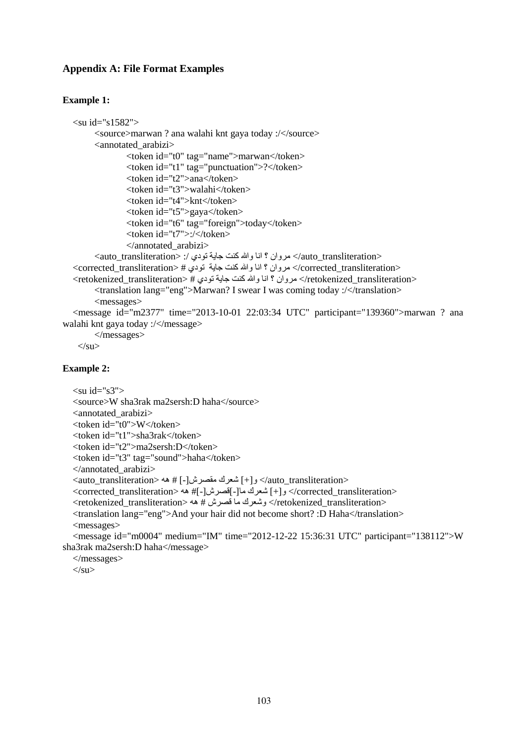### Appendix A: File Format Examples

**Example 1:**

```
<su id="s1582">
        <source>marwan ? ana walahi knt gaya today :/</source>
        <annotated_arabizi>
                <token id="t0" tag="name">marwan</token>
                <token id="t1" tag="punctuation">?</token>
                <token id="t2">ana</token>
                <token id="t3">walahi</token>
                <token id="t4">knt</token>
                <token id="t5">gaya</token>
                <token id="t6" tag="foreign">today</token>
                <token id="t7">:/</token>
                </annotated_arabizi>
        <auto_transliteration> مروان ؟ انا والله كنت جاية تودي :/ </auto_transliteration>
<corrected_transliteration> مروان ؟ انا والله كنت جاية تودي # </corrected_transliteration>
<retokenized_transliteration> مروان ؟ انا والله كنت جاية تودي # </retokenized_transliteration>
        <translation lang="eng">Marwan? I swear I was coming today :/</translation>
        <messages>
<message id="m2377" time="2013-10-01 22:03:34 UTC" participant="139360">marwan ? ana walahi knt gaya today :/</message>
        </messages>
  </su>
```

**Example 2:**

```
<su id="s3">
<source>W sha3rak ma2sersh:D haha</source>
<annotated_arabizi>
<token id="t0">W</token>
<token id="t1">sha3rak</token>
<token id="t2">ma2sersh:D</token>
<token id="t3" tag="sound">haha</token>
</annotated_arabizi>
<auto_transliteration> و[+] شعرك مقصرش[-] # هه </auto_transliteration>
<corrected_transliteration> و[+] شعرك ما[-]قصرش[-]# هه </corrected_transliteration>
<retokenized_transliteration> وشعرك ما قصرش # هه </retokenized_transliteration>
<translation lang="eng">And your hair did not become short? :D Haha</translation>
<messages>
<message id="m0004" medium="IM" time="2012-12-22 15:36:31 UTC" participant="138112">W sha3rak ma2sersh:D haha</message>
</messages>
</su>
```